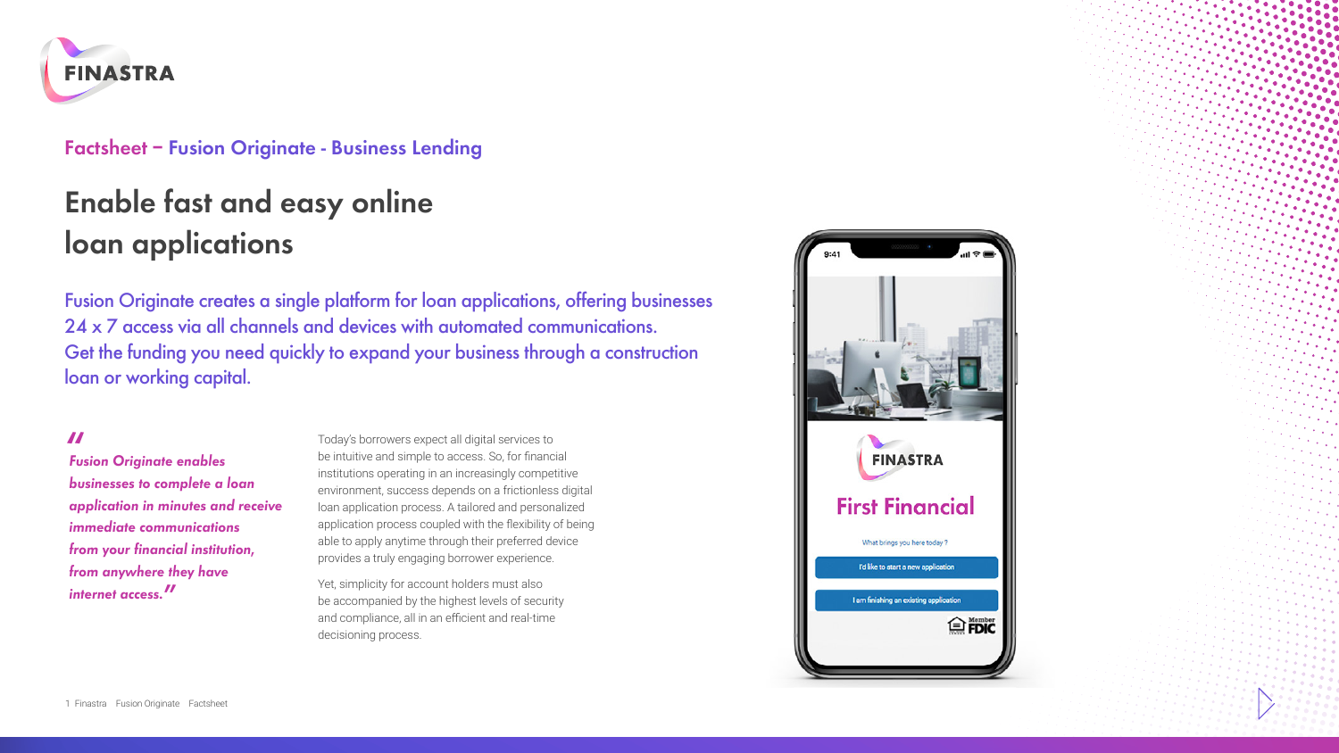Factsheet – Fusion Originate - Business Lending

# Enable fast and easy online loan applications

Fusion Originate creates a single platform for loan applications, offering businesses 24 x 7 access via all channels and devices with automated communications. Get the funding you need quickly to expand your business through a construction loan or working capital.

> *"Fusion Originate enables businesses to complete a loan application in minutes and receive immediate communications from your financial institution, from anywhere they have internet access."*

Today's borrowers expect all digital services to be intuitive and simple to access. So, for financial institutions operating in an increasingly competitive environment, success depends on a frictionless digital loan application process. A tailored and personalized application process coupled with the flexibility of being able to apply anytime through their preferred device provides a truly engaging borrower experience.

Yet, simplicity for account holders must also be accompanied by the highest levels of security and compliance, all in an efficient and real-time decisioning process.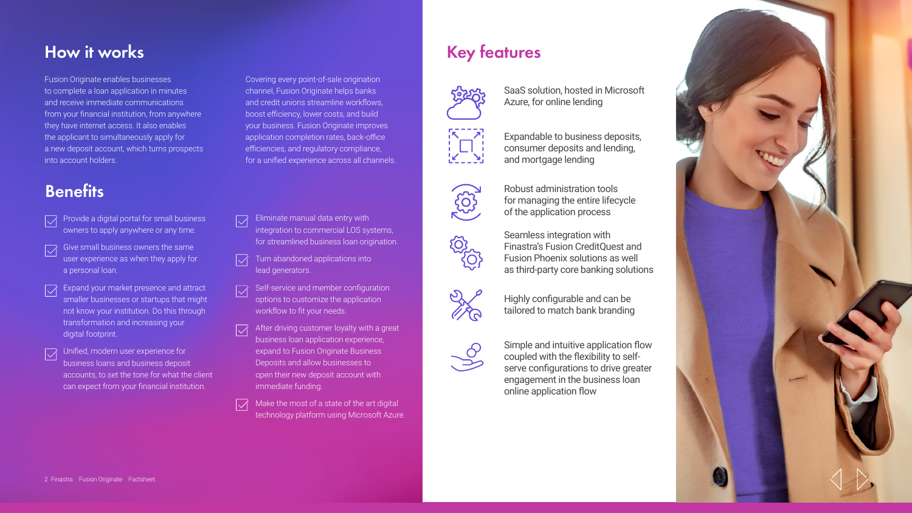## How it works

Fusion Originate enables businesses to complete a loan application in minutes and receive immediate communications from your financial institution, from anywhere they have internet access. It also enables the applicant to simultaneously apply for a new deposit account, which turns prospects into account holders.

Covering every point-of-sale origination channel, Fusion Originate helps banks and credit unions streamline workflows, boost efficiency, lower costs, and build your business. Fusion Originate improves application completion rates, back-office efficiencies, and regulatory compliance, for a unified experience across all channels.

## Benefits

- Provide a digital portal for small business owners to apply anywhere or any time.
- Give small business owners the same user experience as when they apply for a personal loan.
- Expand your market presence and attract smaller businesses or startups that might not know your institution. Do this through transformation and increasing your digital footprint.
- Unified, modern user experience for business loans and business deposit accounts, to set the tone for what the client can expect from your financial institution.
- Eliminate manual data entry with integration to commercial LOS systems, for streamlined business loan origination.
- Turn abandoned applications into lead generators.
- Self-service and member configuration options to customize the application workflow to fit your needs.
- After driving customer loyalty with a great business loan application experience, expand to Fusion Originate Business Deposits and allow businesses to open their new deposit account with immediate funding.
- Make the most of a state of the art digital technology platform using Microsoft Azure.

## Key features

- SaaS solution, hosted in Microsoft Azure, for online lending
- Expandable to business deposits, consumer deposits and lending, and mortgage lending
- Robust administration tools for managing the entire lifecycle of the application process
- Seamless integration with Finastra's Fusion CreditQuest and Fusion Phoenix solutions as well as third-party core banking solutions
- Highly configurable and can be tailored to match bank branding
- Simple and intuitive application flow coupled with the flexibility to self-serve configurations to drive greater engagement in the business loan online application flow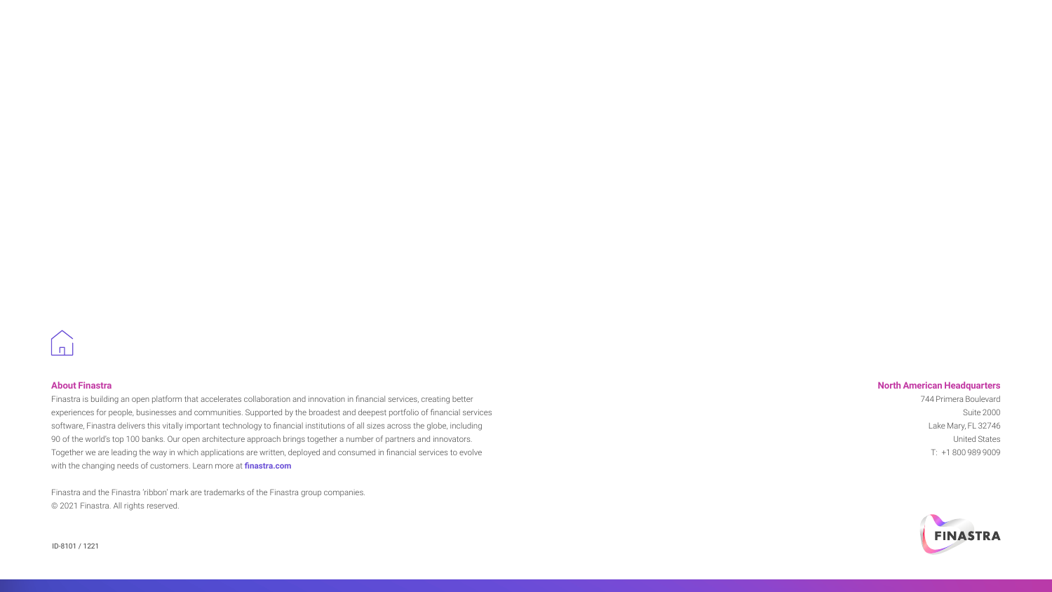## About Finastra

Finastra is building an open platform that accelerates collaboration and innovation in financial services, creating better experiences for people, businesses and communities. Supported by the broadest and deepest portfolio of financial services software, Finastra delivers this vitally important technology to financial institutions of all sizes across the globe, including 90 of the world's top 100 banks. Our open architecture approach brings together a number of partners and innovators. Together we are leading the way in which applications are written, deployed and consumed in financial services to evolve with the changing needs of customers. Learn more at **finastra.com**

Finastra and the Finastra 'ribbon' mark are trademarks of the Finastra group companies.
© 2021 Finastra. All rights reserved.

ID-8101 / 1221

## North American Headquarters

744 Primera Boulevard
Suite 2000
Lake Mary, FL 32746
United States
T: +1 800 989 9009